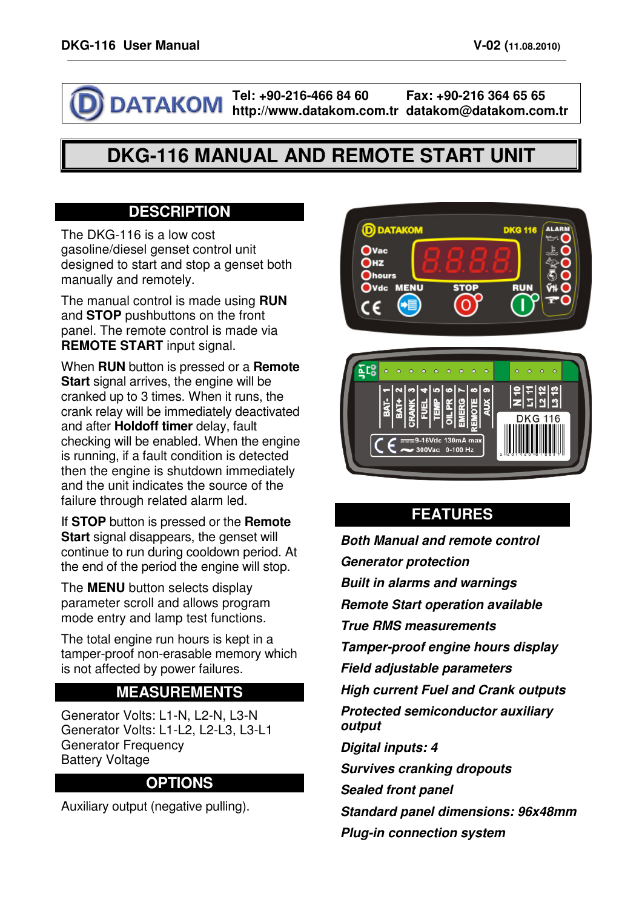DATAKOM — Tel: +90-216-466 84 60 — Fax: +90-216 364 65 65 — http://www.datakom.com.tr — datakom@datakom.com.tr

# DKG-116 MANUAL AND REMOTE START UNIT

## DESCRIPTION

The DKG-116 is a low cost gasoline/diesel genset control unit designed to start and stop a genset both manually and remotely.

The manual control is made using **RUN** and **STOP** pushbuttons on the front panel. The remote control is made via **REMOTE START** input signal.

When **RUN** button is pressed or a **Remote Start** signal arrives, the engine will be cranked up to 3 times. When it runs, the crank relay will be immediately deactivated and after **Holdoff timer** delay, fault checking will be enabled. When the engine is running, if a fault condition is detected then the engine is shutdown immediately and the unit indicates the source of the failure through related alarm led.

If **STOP** button is pressed or the **Remote Start** signal disappears, the genset will continue to run during cooldown period. At the end of the period the engine will stop.

The **MENU** button selects display parameter scroll and allows program mode entry and lamp test functions.

The total engine run hours is kept in a tamper-proof non-erasable memory which is not affected by power failures.

## MEASUREMENTS

Generator Volts: L1-N, L2-N, L3-N
Generator Volts: L1-L2, L2-L3, L3-L1
Generator Frequency
Battery Voltage

## OPTIONS

Auxiliary output (negative pulling).

## FEATURES

***Both Manual and remote control***
***Generator protection***
***Built in alarms and warnings***
***Remote Start operation available***
***True RMS measurements***
***Tamper-proof engine hours display***
***Field adjustable parameters***
***High current Fuel and Crank outputs***
***Protected semiconductor auxiliary output***
***Digital inputs: 4***
***Survives cranking dropouts***
***Sealed front panel***
***Standard panel dimensions: 96x48mm***
***Plug-in connection system***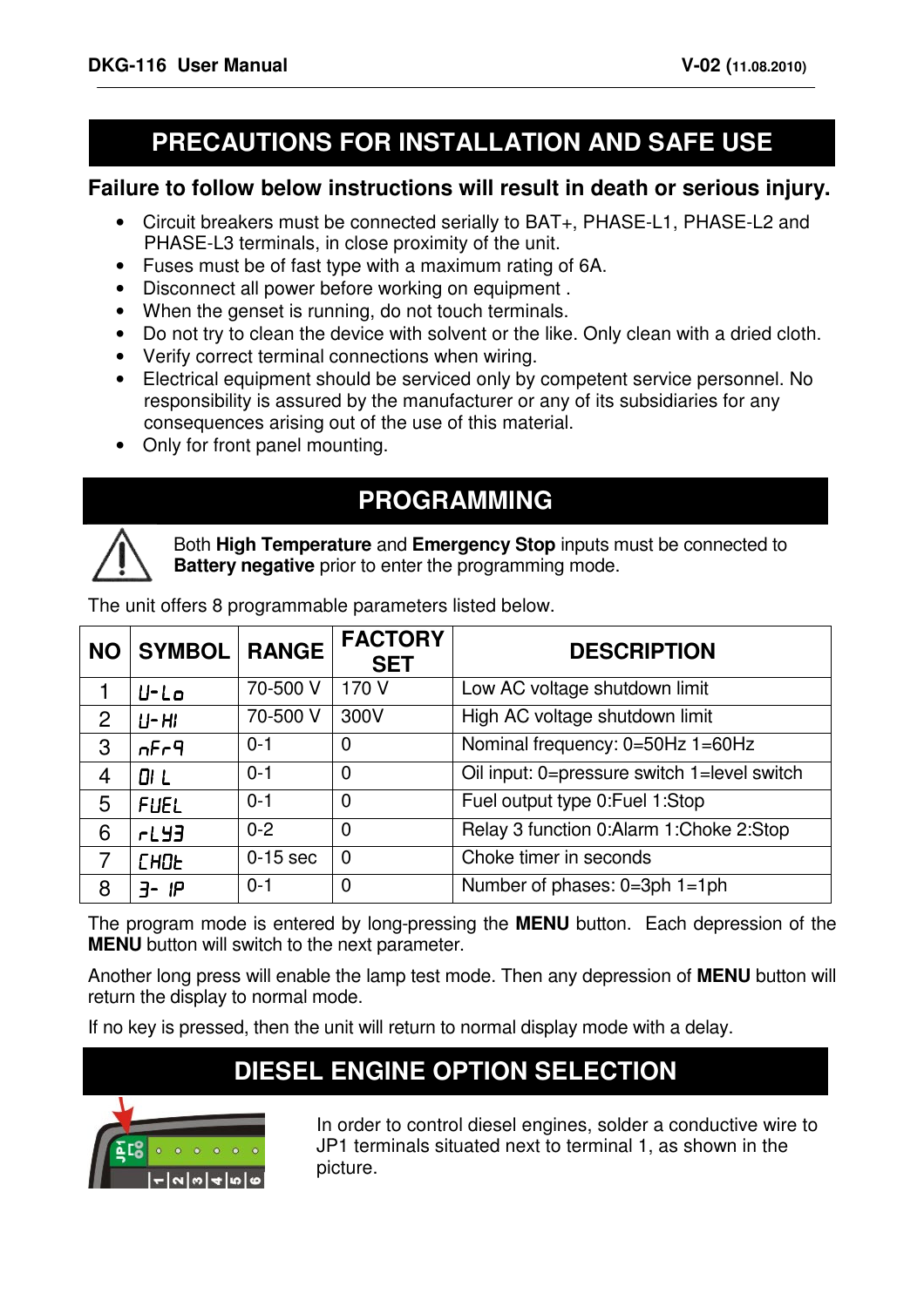# PRECAUTIONS FOR INSTALLATION AND SAFE USE

**Failure to follow below instructions will result in death or serious injury.**

- Circuit breakers must be connected serially to BAT+, PHASE-L1, PHASE-L2 and PHASE-L3 terminals, in close proximity of the unit.
- Fuses must be of fast type with a maximum rating of 6A.
- Disconnect all power before working on equipment .
- When the genset is running, do not touch terminals.
- Do not try to clean the device with solvent or the like. Only clean with a dried cloth.
- Verify correct terminal connections when wiring.
- Electrical equipment should be serviced only by competent service personnel. No responsibility is assured by the manufacturer or any of its subsidiaries for any consequences arising out of the use of this material.
- Only for front panel mounting.

# PROGRAMMING

Both **High Temperature** and **Emergency Stop** inputs must be connected to **Battery negative** prior to enter the programming mode.

The unit offers 8 programmable parameters listed below.

| NO | SYMBOL | RANGE | FACTORY SET | DESCRIPTION |
|---|---|---|---|---|
| 1 | U-Lo | 70-500 V | 170 V | Low AC voltage shutdown limit |
| 2 | U-HI | 70-500 V | 300V | High AC voltage shutdown limit |
| 3 | nFr9 | 0-1 | 0 | Nominal frequency: 0=50Hz 1=60Hz |
| 4 | OIL | 0-1 | 0 | Oil input: 0=pressure switch 1=level switch |
| 5 | FUEL | 0-1 | 0 | Fuel output type 0:Fuel 1:Stop |
| 6 | rLY3 | 0-2 | 0 | Relay 3 function 0:Alarm 1:Choke 2:Stop |
| 7 | CHOt | 0-15 sec | 0 | Choke timer in seconds |
| 8 | 3- 1P | 0-1 | 0 | Number of phases: 0=3ph 1=1ph |

The program mode is entered by long-pressing the **MENU** button. Each depression of the **MENU** button will switch to the next parameter.

Another long press will enable the lamp test mode. Then any depression of **MENU** button will return the display to normal mode.

If no key is pressed, then the unit will return to normal display mode with a delay.

# DIESEL ENGINE OPTION SELECTION

In order to control diesel engines, solder a conductive wire to JP1 terminals situated next to terminal 1, as shown in the picture.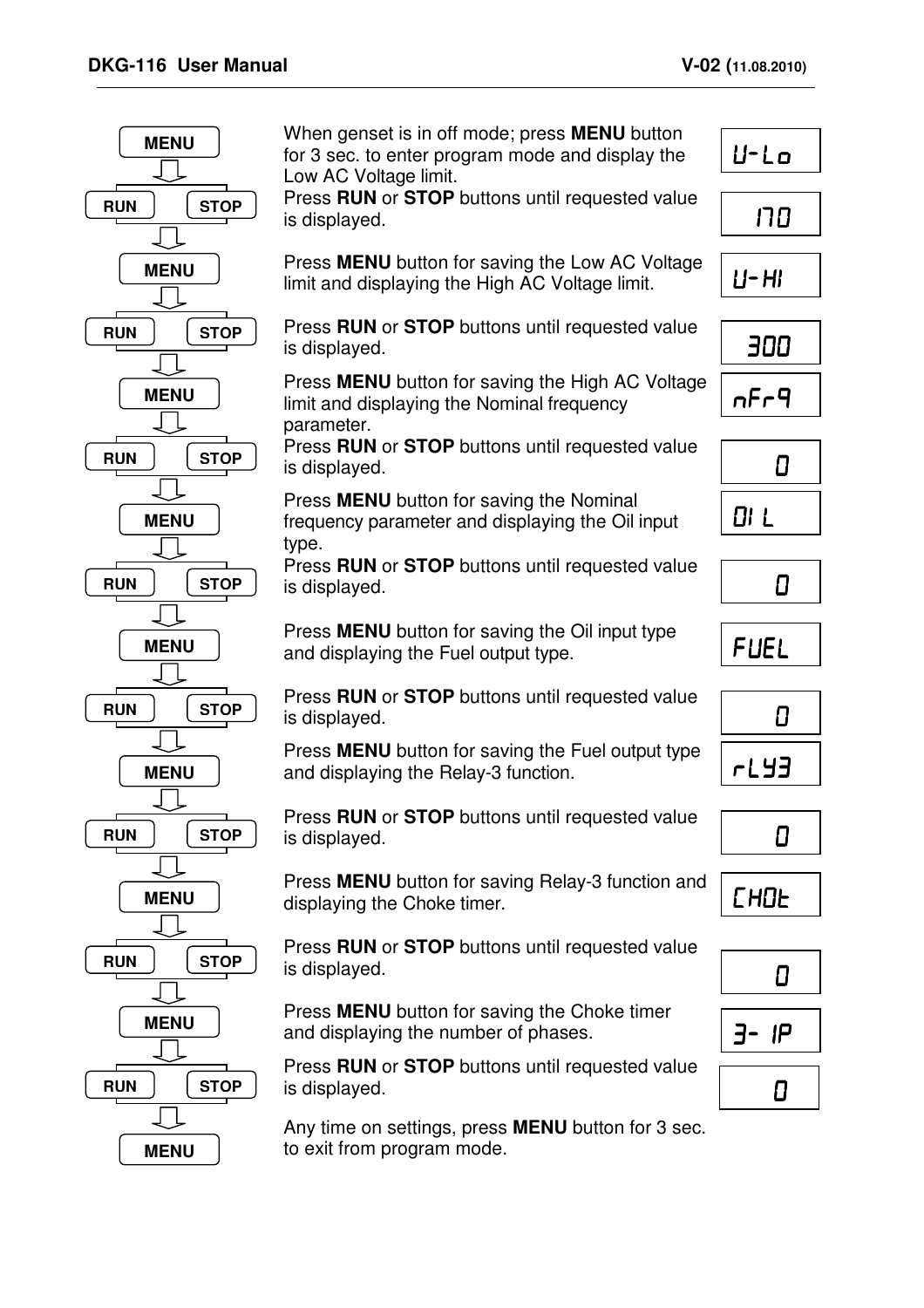| Button | Description | Display |
|---|---|---|
| MENU | When genset is in off mode; press **MENU** button for 3 sec. to enter program mode and display the Low AC Voltage limit. | U-Lo |
| RUN / STOP | Press **RUN** or **STOP** buttons until requested value is displayed. | 170 |
| MENU | Press **MENU** button for saving the Low AC Voltage limit and displaying the High AC Voltage limit. | U-HI |
| RUN / STOP | Press **RUN** or **STOP** buttons until requested value is displayed. | 300 |
| MENU | Press **MENU** button for saving the High AC Voltage limit and displaying the Nominal frequency parameter. | nFrq |
| RUN / STOP | Press **RUN** or **STOP** buttons until requested value is displayed. | 0 |
| MENU | Press **MENU** button for saving the Nominal frequency parameter and displaying the Oil input type. | OIL |
| RUN / STOP | Press **RUN** or **STOP** buttons until requested value is displayed. | 0 |
| MENU | Press **MENU** button for saving the Oil input type and displaying the Fuel output type. | FUEL |
| RUN / STOP | Press **RUN** or **STOP** buttons until requested value is displayed. | 0 |
| MENU | Press **MENU** button for saving the Fuel output type and displaying the Relay-3 function. | rLY3 |
| RUN / STOP | Press **RUN** or **STOP** buttons until requested value is displayed. | 0 |
| MENU | Press **MENU** button for saving Relay-3 function and displaying the Choke timer. | CHOt |
| RUN / STOP | Press **RUN** or **STOP** buttons until requested value is displayed. | 0 |
| MENU | Press **MENU** button for saving the Choke timer and displaying the number of phases. | 3- 1P |
| RUN / STOP | Press **RUN** or **STOP** buttons until requested value is displayed. | 0 |
| MENU | Any time on settings, press **MENU** button for 3 sec. to exit from program mode. | |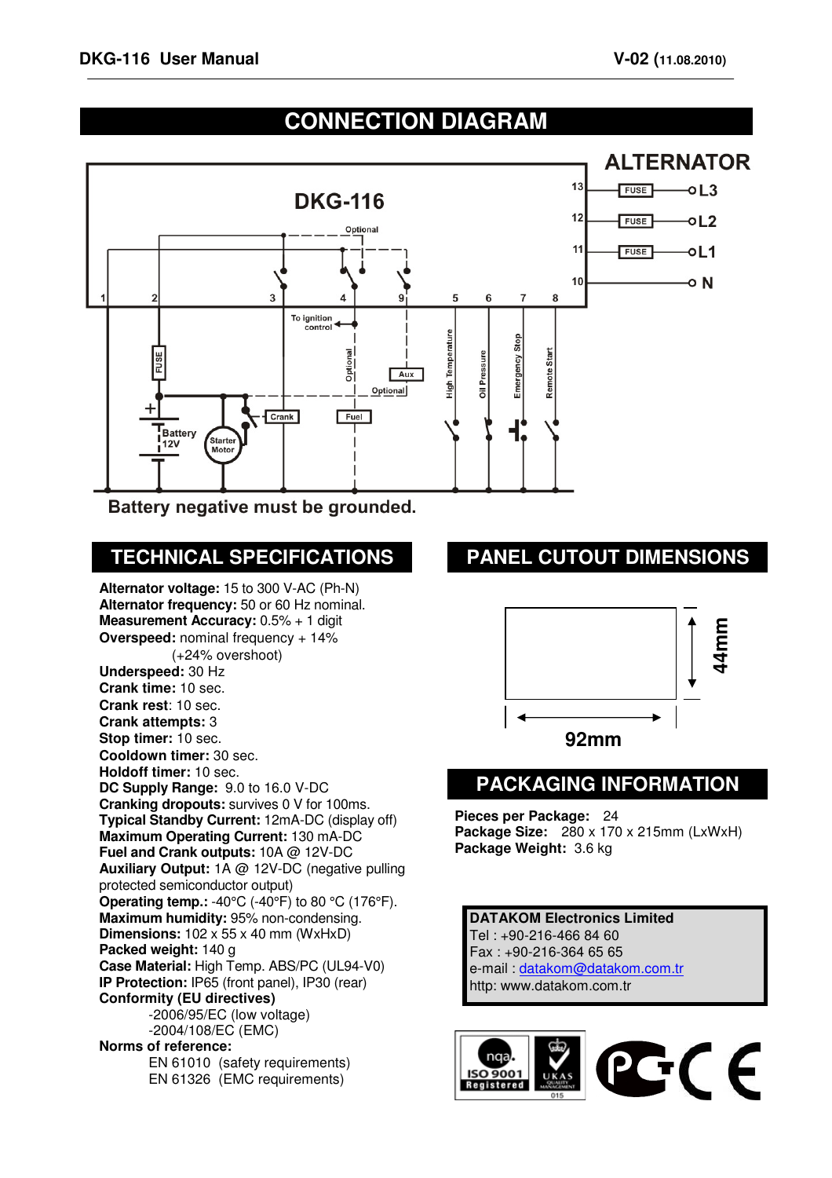## CONNECTION DIAGRAM

ALTERNATOR

DKG-116

Optional

13 FUSE L3
12 FUSE L2
11 FUSE L1
10 N

1 2 3 4 9 5 6 7 8

To ignition control

FUSE

Optional

Aux

Optional

High Temperature

Oil Pressure

Emergency Stop

Remote Start

Crank

Fuel

Battery 12V

Starter Motor

**Battery negative must be grounded.**

## TECHNICAL SPECIFICATIONS

**Alternator voltage:** 15 to 300 V-AC (Ph-N)
**Alternator frequency:** 50 or 60 Hz nominal.
**Measurement Accuracy:** 0.5% + 1 digit
**Overspeed:** nominal frequency + 14%
(+24% overshoot)
**Underspeed:** 30 Hz
**Crank time:** 10 sec.
**Crank rest**: 10 sec.
**Crank attempts:** 3
**Stop timer:** 10 sec.
**Cooldown timer:** 30 sec.
**Holdoff timer:** 10 sec.
**DC Supply Range:** 9.0 to 16.0 V-DC
**Cranking dropouts:** survives 0 V for 100ms.
**Typical Standby Current:** 12mA-DC (display off)
**Maximum Operating Current:** 130 mA-DC
**Fuel and Crank outputs:** 10A @ 12V-DC
**Auxiliary Output:** 1A @ 12V-DC (negative pulling protected semiconductor output)
**Operating temp.:** -40°C (-40°F) to 80 °C (176°F).
**Maximum humidity:** 95% non-condensing.
**Dimensions:** 102 x 55 x 40 mm (WxHxD)
**Packed weight:** 140 g
**Case Material:** High Temp. ABS/PC (UL94-V0)
**IP Protection:** IP65 (front panel), IP30 (rear)
**Conformity (EU directives)**
-2006/95/EC (low voltage)
-2004/108/EC (EMC)
**Norms of reference:**
EN 61010 (safety requirements)
EN 61326 (EMC requirements)

## PANEL CUTOUT DIMENSIONS

44mm

92mm

## PACKAGING INFORMATION

**Pieces per Package:** 24
**Package Size:** 280 x 170 x 215mm (LxWxH)
**Package Weight:** 3.6 kg

**DATAKOM Electronics Limited**
Tel : +90-216-466 84 60
Fax : +90-216-364 65 65
e-mail : datakom@datakom.com.tr
http: www.datakom.com.tr

nqa ISO 9001 Registered

UKAS QUALITY MANAGEMENT 015